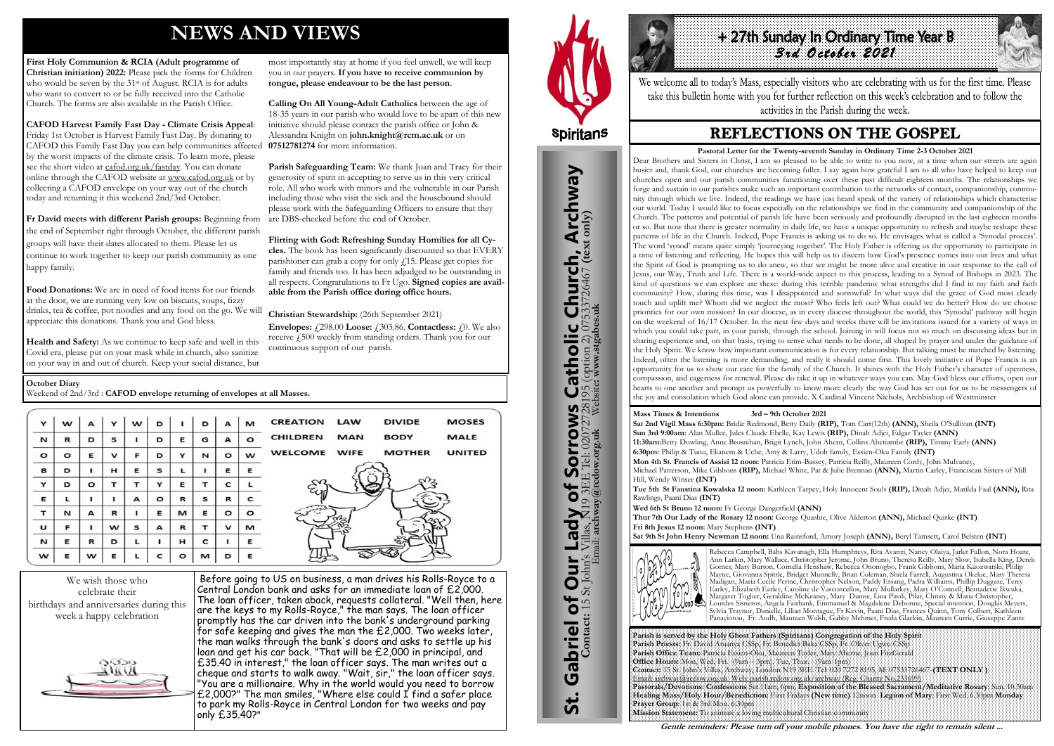# NEWS AND VIEWS

**First Holy Communion & RCIA (Adult programme of Christian initiation) 2022:** Please pick the forms for Children who would be seven by the 31st of August. RCIA is for adults who want to convert to or be fully received into the Catholic Church. The forms are also available in the Parish Office.

**CAFOD Harvest Family Fast Day - Climate Crisis Appeal**: Friday 1st October is Harvest Family Fast Day. By donating to CAFOD this Family Fast Day you can help communities affected by the worst impacts of the climate crisis. To learn more, please see the short video at cafod.org.uk/fastday. You can donate online through the CAFOD website at www.cafod.org.uk or by collecting a CAFOD envelope on your way out of the church today and returning it this weekend 2nd/3rd October.

**Fr David meets with different Parish groups:** Beginning from the end of September right through October, the different parish groups will have their dates allocated to them. Please let us continue to work together to keep our parish community as one happy family.

**Food Donations:** We are in need of food items for our friends at the door, we are running very low on biscuits, soups, fizzy drinks, tea & coffee, pot noodles and any food on the go. We will appreciate this donations. Thank you and God bless.

**Health and Safety:** As we continue to keep safe and well in this Covid era, please put on your mask while in church, also sanitize on your way in and out of church. Keep your social distance, but most importantly stay at home if you feel unwell, we will keep you in our prayers. **If you have to receive communion by tongue, please endeavour to be the last person**.

**Calling On All Young-Adult Catholics** between the age of 18-35 years in our parish who would love to be apart of this new initiative should please contact the parish office or John & Alessandra Knight on **john.knight@rcm.ac.uk** or on **07512781274** for more information.

**Parish Safeguarding Team:** We thank Joan and Tracy for their generosity of spirit in accepting to serve us in this very critical role. All who work with minors and the vulnerable in our Parish including those who visit the sick and the housebound should please work with the Safeguarding Officers to ensure that they are DBS-checked before the end of October.

**Flirting with God: Refreshing Sunday Homilies for all Cycles.** The book has been significantly discounted so that EVERY parishioner can grab a copy for only £15. Please get copies for family and friends too. It has been adjudged to be outstanding in all respects. Congratulations to Fr Ugo. **Signed copies are available from the Parish office during office hours.**

**Christian Stewardship:** (26th September 2021)

**Envelopes:** £298.00 **Loose:** £303.86. **Contactless:** £0. We also receive £500 weekly from standing orders. Thank you for our continuous support of our parish.

**October Diary**

Weekend of 2nd/3rd : **CAFOD envelope returning of envelopes at all Masses.**

| Y | W | A | Y | W | D | I | D | A | M |
|---|---|---|---|---|---|---|---|---|---|
| N | R | D | S | I | D | E | G | A | O |
| O | O | E | V | F | D | Y | N | O | W |
| B | D | I | H | E | S | L | I | E | E |
| Y | D | O | T | T | Y | E | T | C | L |
| E | L | I | I | A | O | R | S | R | C |
| T | N | A | R | I | E | M | E | O | O |
| U | F | I | W | S | A | R | T | V | M |
| N | E | R | D | L | I | H | C | I | E |
| W | E | W | E | L | C | O | M | D | E |

CREATION LAW DIVIDE MOSES
CHILDREN MAN BODY MALE
WELCOME WIFE MOTHER UNITED

We wish those who celebrate their birthdays and anniversaries during this week a happy celebration

Before going to US on business, a man drives his Rolls-Royce to a Central London bank and asks for an immediate loan of £2,000. The loan officer, taken aback, requests collateral. "Well then, here are the keys to my Rolls-Royce," the man says. The loan officer promptly has the car driven into the bank's underground parking for safe keeping and gives the man the £2,000. Two weeks later, the man walks through the bank's doors and asks to settle up his loan and get his car back. "That will be £2,000 in principal, and £35.40 in interest," the loan officer says. The man writes out a cheque and starts to walk away. "Wait, sir," the loan officer says. "You are a millionaire. Why in the world would you need to borrow £2,000?" The man smiles, "Where else could I find a safer place to park my Rolls-Royce in Central London for two weeks and pay only £35.40?"

**St. Gabriel of Our Lady of Sorrows Catholic Church, Archway**
**Contact:** 15 St John's Villas, N19 3EE Tel: 02072728195 (option 2) 07533726467 **(text only)**
Email: **archway@rcdow.org.uk** Website: **www.stgabes.uk**

# + 27th Sunday In Ordinary Time Year B
## 3rd October 2021

We welcome all to today's Mass, especially visitors who are celebrating with us for the first time. Please take this bulletin home with you for further reflection on this week's celebration and to follow the activities in the Parish during the week.

# REFLECTIONS ON THE GOSPEL

**Pastoral Letter for the Twenty-seventh Sunday in Ordinary Time 2-3 October 2021**

Dear Brothers and Sisters in Christ, I am so pleased to be able to write to you now, at a time when our streets are again busier and, thank God, our churches are becoming fuller. I say again how grateful I am to all who have helped to keep our churches open and our parish communities functioning over these past difficult eighteen months. The relationships we forge and sustain in our parishes make such an important contribution to the networks of contact, companionship, community through which we live. Indeed, the readings we have just heard speak of the variety of relationships which characterise our world. Today I would like to focus especially on the relationships we find in the community and companionship of the Church. The patterns and potential of parish life have been seriously and profoundly disrupted in the last eighteen months or so. But now that there is greater normality in daily life, we have a unique opportunity to refresh and maybe reshape these patterns of life in the Church. Indeed, Pope Francis is asking us to do so. He envisages what is called a 'Synodal process'. The word 'synod' means quite simply 'journeying together'. The Holy Father is offering us the opportunity to participate in a time of listening and reflecting. He hopes this will help us to discern how God's presence comes into our lives and what the Spirit of God is prompting us to do anew, so that we might be more alive and creative in our response to the call of Jesus, our Way, Truth and Life. There is a world-wide aspect to this process, leading to a Synod of Bishops in 2023. The kind of questions we can explore are these: during this terrible pandemic what strengths did I find in my faith and faith community? How, during this time, was I disappointed and sorrowful? In what ways did the grace of God most clearly touch and uplift me? Whom did we neglect the most? Who feels left out? What could we do better? How do we choose priorities for our own mission? In our diocese, as in every diocese throughout the world, this 'Synodal' pathway will begin on the weekend of 16/17 October. In the next few days and weeks there will be invitations issued for a variety of ways in which you could take part, in your parish, through the school. Joining in will focus not so much on discussing ideas but in sharing experience and, on that basis, trying to sense what needs to be done, all shaped by prayer and under the guidance of the Holy Spirit. We know how important communication is for every relationship. But talking must be matched by listening. Indeed, often the listening is more demanding, and really it should come first. This lovely initiative of Pope Francis is an opportunity for us to show our care for the family of the Church. It shines with the Holy Father's character of openness, compassion, and eagerness for renewal. Please do take it up in whatever ways you can. May God bless our efforts, open our hearts to one another and prompt us powerfully to know more clearly the way God has set out for us to be messengers of the joy and consolation which God alone can provide. X Cardinal Vincent Nichols, Archbishop of Westminster

**Mass Times & Intentions 3rd – 9th October 2021**

**Sat 2nd Vigil Mass 6:30pm:** Bridie Redmond, Betty Daily **(RIP),** Tom Carr(12th) **(ANN),** Sheila O'Sullivan **(INT)**
**Sun 3rd 9:00am:** Alan Mullee, Jules Claude Ebelle, Kay Lewis **(RIP),** Dinah Adjei, Edgar Tayler **(ANN)**
**11:30am:**Betty Dowling, Anne Brosnihan, Brigit Lynch, John Ahern, Collins Abetiambe **(RIP),** Timmy Early **(ANN)**
**6:30pm:** Philip & Tunu, Ekanem & Uche, Amy & Larry, Udoh family, Essien-Oku Family **(INT)**
**Mon 4th St. Francis of Assisi 12 noon:** Patricia Etim-Bassey, Patricia Reilly, Maureen Cordy, John Mulvaney, Michael Patterson, Mike Gibbons **(RIP),** Michael White, Pat & Julie Brennan **(ANN),** Martin Carey, Franciscan Sisters of Mill Hill, Wendy Winser **(INT)**
**Tue 5th St Faustina Kowalska 12 noon:** Kathleen Tarpey, Holy Innocent Souls **(RIP),** Dinah Adjei, Matilda Faal **(ANN),** Rita Rawlings, Paani Dias **(INT)**
**Wed 6th St Bruno 12 noon:** Fr George Dangerfield **(ANN)**
**Thur 7th Our Lady of the Rosary 12 noon:** George Quashie, Olive Alderton **(ANN),** Michael Quirke **(INT)**
**Fri 8th Jesus 12 noon:** Mary Stephens **(INT)**
**Sat 9th St John Henry Newman 12 noon:** Una Rainsford, Amory Joseph **(ANN),** Beryl Tamsett**,** Carol Belston **(INT)**

Please Pray for...

Rebecca Campbell, Babs Kavanagh, Ella Humphreys, Rita Avanzi, Nancy Olaiya, Jarlet Fallon, Nora Hoare, Ann Larkin, Mary Wallace, Christopher Jerome, John Bruno, Theresa Reilly, Mary Slow, Isabella King, Derek Gomes, Mary Burton, Cornelia Henshaw, Rebecca Ononogbo, Frank Gibbons, Maria Kuozwatski, Philip Mayne, Giovanna Spittle, Bridget Munnelly, Brian Coleman, Sheila Farrell, Augustina Okelue, Mary Theresa Madigan, Maria Cecile Perine, Christopher Nelson, Paddy Essang, Padra Williams, Phillip Duggase, Terry Earley, Elizabeth Earley, Caroline de Vasconcellos, Mary Mullarkey, Mary O'Connell, Bernadette Ikwuka, Margaret Togher, Geraldine McKeaney, Mary Dunne, Lina Piroli, Pilar, Christy & Maria Christopher, Lourdes Sisneros, Angela Fairbank, Emmanuel & Magdalene Debonne, Special intention, Douglas Meyers, Sylvia Traynor, Danielle, Lilian Montague, Fr Kevin, Paani Dias, Frances Quinn, Tony Colbert, Kathleen Panayiotou, Fr. Aodh, Maureen Walsh, Gabby Mehmet, Freda Glackin, Maureen Currie, Giuseppe Zanre

**Parish is served by the Holy Ghost Fathers (Spiritans) Congregation of the Holy Spirit**
**Parish Priests:** Fr. David Atuanya CSSp, Fr. Benedict Baka CSSp, Fr. Oliver Ugwu CSSp
**Parish Office Team:** Patricia Essien-Oku, Maureen Tayler, Mary Aherne, Joan FitzGerald
**Office Hours:** Mon, Wed, Fri. -(9am – 3pm) Tue, Thur. - (9am-1pm)
**Contact:** 15 St. John's Villas, Archway, London N19 3EE. Tel: 020 7272 8195, M: 07533726467 **(TEXT ONLY )**
Email: archway@rcdow.org.uk Web: parish.rcdow.org.uk/archway (Reg. Charity No 233699)
**Pastorals/Devotions: Confessions** Sat 11am, 6pm, **Exposition of the Blessed Sacrament/Meditative Rosary**: Sun. 10.30am
**Healing Mass/Holy Hour/Benediction:** First Fridays **(New time)** 12noon **Legion of Mary:** First Wed. 6.30pm **Monday Prayer Group**: 1st & 3rd Mon. 6.30pm
**Mission Statement:** To animate a loving multicultural Christian community

***Gentle reminders: Please turn off your mobile phones. You have the right to remain silent ...***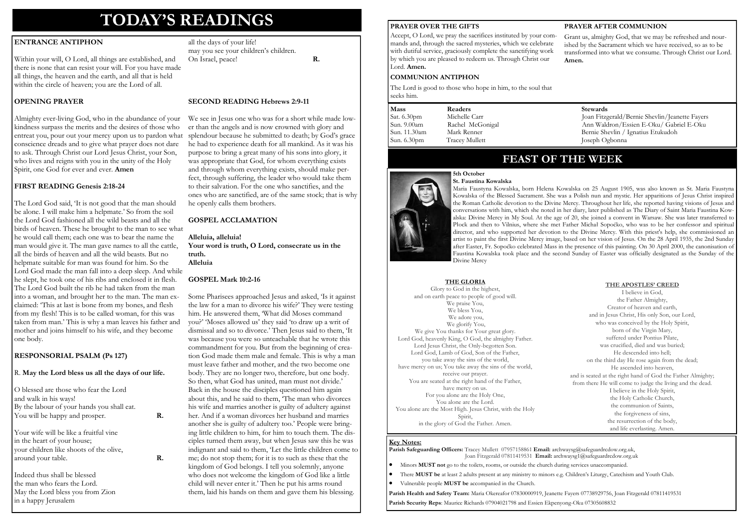# TODAY'S READINGS

## ENTRANCE ANTIPHON

Within your will, O Lord, all things are established, and there is none that can resist your will. For you have made all things, the heaven and the earth, and all that is held within the circle of heaven; you are the Lord of all.

## OPENING PRAYER

Almighty ever-living God, who in the abundance of your kindness surpass the merits and the desires of those who entreat you, pour out your mercy upon us to pardon what conscience dreads and to give what prayer does not dare to ask. Through Christ our Lord Jesus Christ, your Son, who lives and reigns with you in the unity of the Holy Spirit, one God for ever and ever. **Amen**

## FIRST READING Genesis 2:18-24

The Lord God said, 'It is not good that the man should be alone. I will make him a helpmate.' So from the soil the Lord God fashioned all the wild beasts and all the birds of heaven. These he brought to the man to see what he would call them; each one was to bear the name the man would give it. The man gave names to all the cattle, all the birds of heaven and all the wild beasts. But no helpmate suitable for man was found for him. So the Lord God made the man fall into a deep sleep. And while he slept, he took one of his ribs and enclosed it in flesh. The Lord God built the rib he had taken from the man into a woman, and brought her to the man. The man exclaimed: 'This at last is bone from my bones, and flesh from my flesh! This is to be called woman, for this was taken from man.' This is why a man leaves his father and mother and joins himself to his wife, and they become one body.

## RESPONSORIAL PSALM (Ps 127)

R. **May the Lord bless us all the days of our life.**

O blessed are those who fear the Lord
and walk in his ways!
By the labour of your hands you shall eat.
You will be happy and prosper. **R.**

Your wife will be like a fruitful vine
in the heart of your house;
your children like shoots of the olive,
around your table. **R.**

Indeed thus shall be blessed
the man who fears the Lord.
May the Lord bless you from Zion
in a happy Jerusalem
all the days of your life!
may you see your children's children.
On Israel, peace! **R.**

## SECOND READING Hebrews 2:9-11

We see in Jesus one who was for a short while made lower than the angels and is now crowned with glory and splendour because he submitted to death; by God's grace he had to experience death for all mankind. As it was his purpose to bring a great many of his sons into glory, it was appropriate that God, for whom everything exists and through whom everything exists, should make perfect, through suffering, the leader who would take them to their salvation. For the one who sanctifies, and the ones who are sanctified, are of the same stock; that is why he openly calls them brothers.

## GOSPEL ACCLAMATION

**Alleluia, alleluia!**
**Your word is truth, O Lord, consecrate us in the truth.**
**Alleluia**

## GOSPEL Mark 10:2-16

Some Pharisees approached Jesus and asked, 'Is it against the law for a man to divorce his wife?' They were testing him. He answered them, 'What did Moses command you?' 'Moses allowed us' they said 'to draw up a writ of dismissal and so to divorce.' Then Jesus said to them, 'It was because you were so unteachable that he wrote this commandment for you. But from the beginning of creation God made them male and female. This is why a man must leave father and mother, and the two become one body. They are no longer two, therefore, but one body. So then, what God has united, man must not divide.' Back in the house the disciples questioned him again about this, and he said to them, 'The man who divorces his wife and marries another is guilty of adultery against her. And if a woman divorces her husband and marries another she is guilty of adultery too.' People were bringing little children to him, for him to touch them. The disciples turned them away, but when Jesus saw this he was indignant and said to them, 'Let the little children come to me; do not stop them; for it is to such as these that the kingdom of God belongs. I tell you solemnly, anyone who does not welcome the kingdom of God like a little child will never enter it.' Then he put his arms round them, laid his hands on them and gave them his blessing.

## PRAYER OVER THE GIFTS

Accept, O Lord, we pray the sacrifices instituted by your commands and, through the sacred mysteries, which we celebrate with dutiful service, graciously complete the sanctifying work by which you are pleased to redeem us. Through Christ our Lord. **Amen.**

## COMMUNION ANTIPHON

The Lord is good to those who hope in him, to the soul that seeks him.

## PRAYER AFTER COMMUNION

Grant us, almighty God, that we may be refreshed and nourished by the Sacrament which we have received, so as to be transformed into what we consume. Through Christ our Lord. **Amen.**

| Mass | Readers | Stewards |
|---|---|---|
| Sat. 6.30pm | Michelle Carr | Joan Fitzgerald/Bernie Shevlin/Jeanette Fayers |
| Sun. 9.00am | Rachel McGonigal | Ann Waldron/Essien E-Oku/ Gabriel E-Oku |
| Sun. 11.30am | Mark Renner | Bernie Shevlin / Ignatius Etukudoh |
| Sun. 6.30pm | Tracey Mullett | Joseph Ogbonna |

# FEAST OF THE WEEK

**5th October**
**St. Faustina Kowalska**

Maria Faustyna Kowalska, born Helena Kowalska on 25 August 1905, was also known as St. Maria Faustyna Kowalska of the Blessed Sacrament. She was a Polish nun and mystic. Her apparitions of Jesus Christ inspired the Roman Catholic devotion to the Divine Mercy. Throughout her life, she reported having visions of Jesus and conversations with him, which she noted in her diary, later published as The Diary of Saint Maria Faustina Kowalska: Divine Mercy in My Soul. At the age of 20, she joined a convent in Warsaw. She was later transferred to Płock and then to Vilnius, where she met Father Michał Sopoćko, who was to be her confessor and spiritual director, and who supported her devotion to the Divine Mercy. With this priest's help, she commissioned an artist to paint the first Divine Mercy image, based on her vision of Jesus. On the 28 April 1935, the 2nd Sunday after Easter, Fr. Sopoćko celebrated Mass in the presence of this painting. On 30 April 2000, the canonisation of Faustina Kowalska took place and the second Sunday of Easter was officially designated as the Sunday of the Divine Mercy

## THE GLORIA

Glory to God in the highest,
and on earth peace to people of good will.
We praise You,
We bless You,
We adore you,
We glorify You,
We give You thanks for Your great glory.
Lord God, heavenly King, O God, the almighty Father.
Lord Jesus Christ, the Only-begotten Son.
Lord God, Lamb of God, Son of the Father,
you take away the sins of the world,
have mercy on us; You take away the sins of the world,
receive our prayer.
You are seated at the right hand of the Father,
have mercy on us.
For you alone are the Holy One,
You alone are the Lord.
You alone are the Most High. Jesus Christ, with the Holy Spirit,
in the glory of God the Father. Amen.

## THE APOSTLES' CREED

I believe in God,
the Father Almighty,
Creator of heaven and earth,
and in Jesus Christ, His only Son, our Lord,
who was conceived by the Holy Spirit,
born of the Virgin Mary,
suffered under Pontius Pilate,
was crucified, died and was buried;
He descended into hell;
on the third day He rose again from the dead;
He ascended into heaven,
and is seated at the right hand of God the Father Almighty;
from there He will come to judge the living and the dead.
I believe in the Holy Spirit,
the Holy Catholic Church,
the communion of Saints,
the forgiveness of sins,
the resurrection of the body,
and life everlasting. Amen.

## Key Notes:

**Parish Safeguarding Officers:** Tracey Mullett 07957158861 **Email:** archwaysg@safeguardrcdow.org.uk,
Joan Fitzgerald 07811419531 **Email:** archwaysg1@safeguardrcdow.org.uk

- Minors **MUST not** go to the toilets, rooms, or outside the church during services unaccompanied.
- There **MUST be** at least 2 adults present at any ministry to minors e.g. Children's Liturgy, Catechism and Youth Club.
- Vulnerable people **MUST be** accompanied in the Church.

**Parish Health and Safety Team:** Maria Okereafor 07830000919, Jeanette Fayers 07738929756, Joan Fitzgerald 07811419531

**Parish Security Reps**: Maurice Richards 07904021798 and Essien Ekpenyong-Oku 07305608832